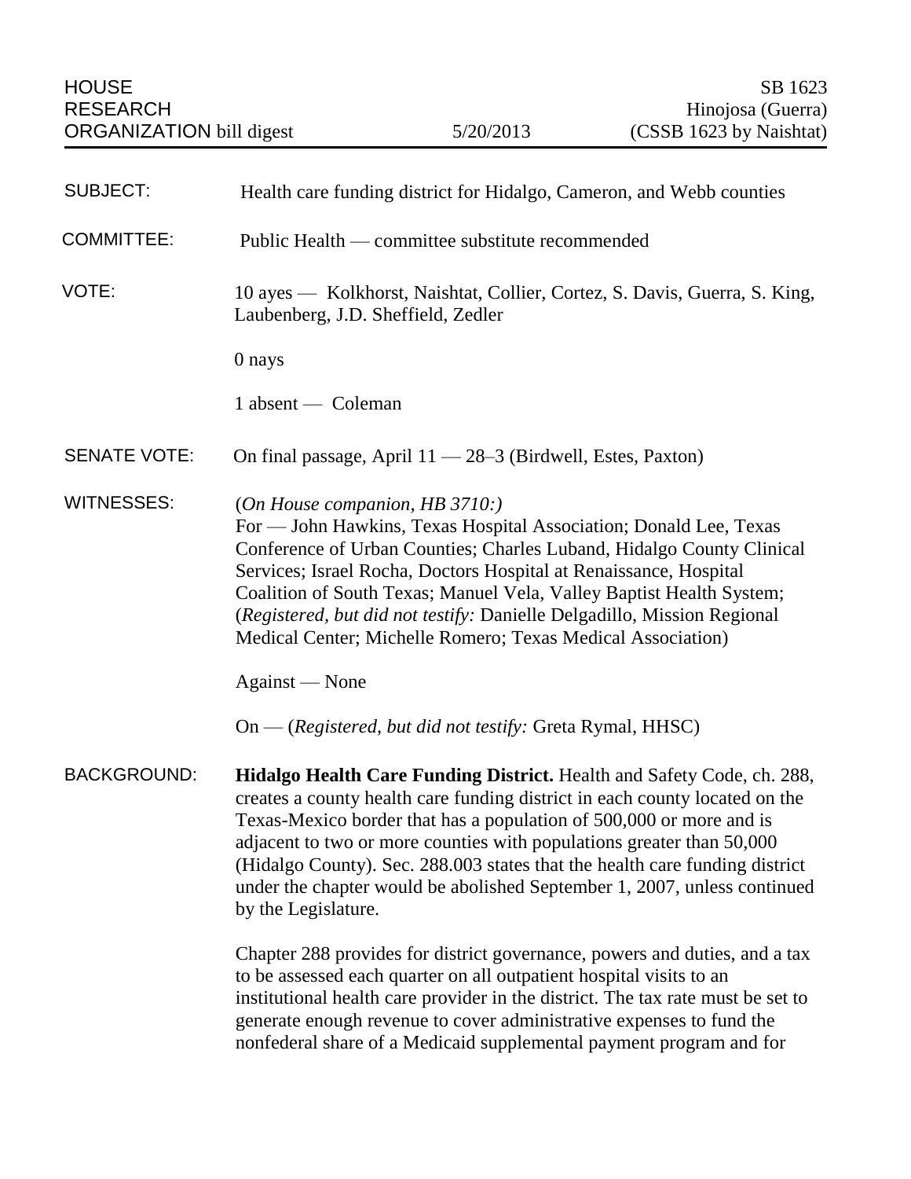HOUSE RESEARCH ORGANIZATION bill digest — 5/20/2013

SB 1623
Hinojosa (Guerra)
(CSSB 1623 by Naishtat)

**SUBJECT:** Health care funding district for Hidalgo, Cameron, and Webb counties

**COMMITTEE:** Public Health — committee substitute recommended

**VOTE:** 10 ayes — Kolkhorst, Naishtat, Collier, Cortez, S. Davis, Guerra, S. King, Laubenberg, J.D. Sheffield, Zedler

0 nays

1 absent — Coleman

**SENATE VOTE:** On final passage, April 11 — 28–3 (Birdwell, Estes, Paxton)

**WITNESSES:** (*On House companion, HB 3710:*)
For — John Hawkins, Texas Hospital Association; Donald Lee, Texas Conference of Urban Counties; Charles Luband, Hidalgo County Clinical Services; Israel Rocha, Doctors Hospital at Renaissance, Hospital Coalition of South Texas; Manuel Vela, Valley Baptist Health System; (*Registered, but did not testify:* Danielle Delgadillo, Mission Regional Medical Center; Michelle Romero; Texas Medical Association)

Against — None

On — (*Registered, but did not testify:* Greta Rymal, HHSC)

**BACKGROUND:** **Hidalgo Health Care Funding District.** Health and Safety Code, ch. 288, creates a county health care funding district in each county located on the Texas-Mexico border that has a population of 500,000 or more and is adjacent to two or more counties with populations greater than 50,000 (Hidalgo County). Sec. 288.003 states that the health care funding district under the chapter would be abolished September 1, 2007, unless continued by the Legislature.

Chapter 288 provides for district governance, powers and duties, and a tax to be assessed each quarter on all outpatient hospital visits to an institutional health care provider in the district. The tax rate must be set to generate enough revenue to cover administrative expenses to fund the nonfederal share of a Medicaid supplemental payment program and for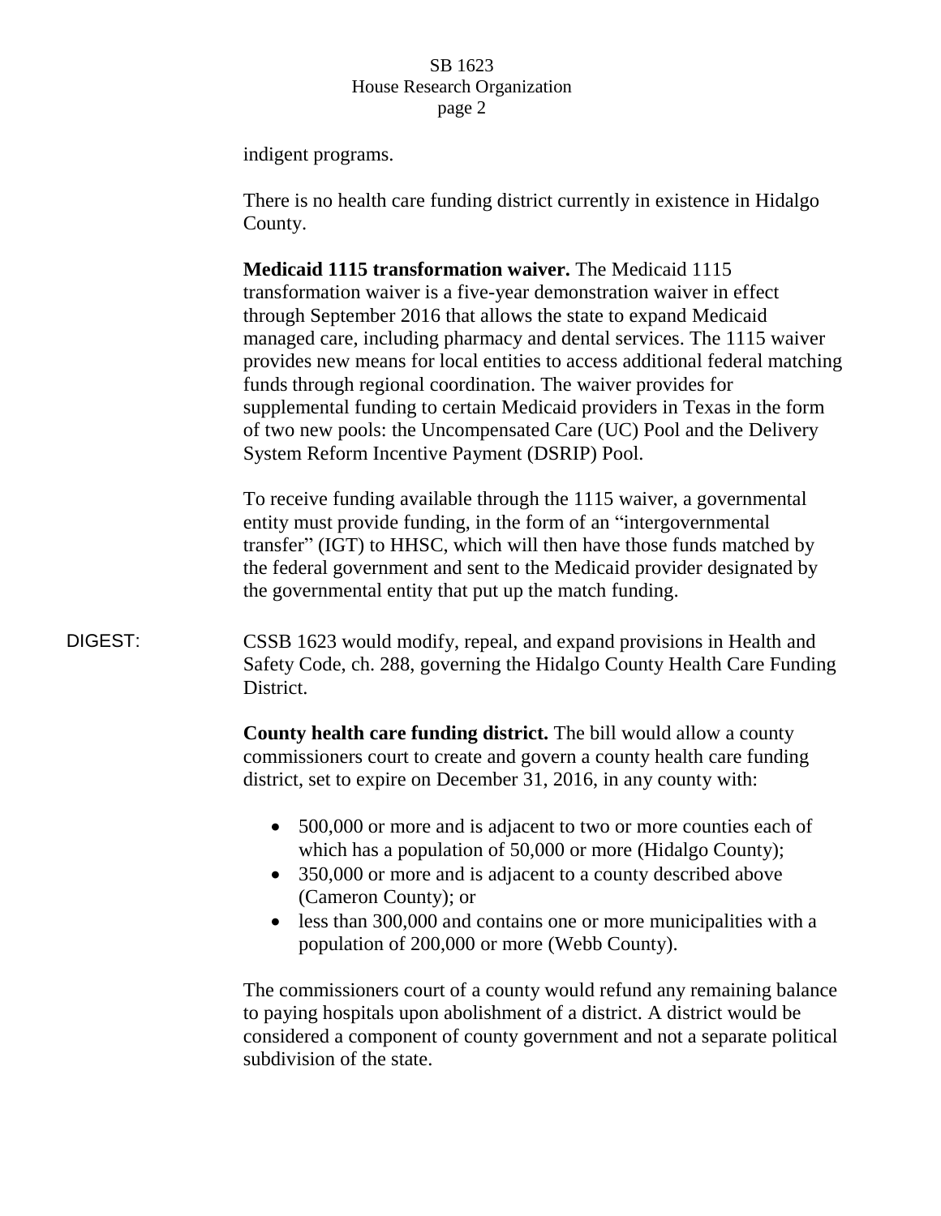indigent programs.

There is no health care funding district currently in existence in Hidalgo County.

**Medicaid 1115 transformation waiver.** The Medicaid 1115 transformation waiver is a five-year demonstration waiver in effect through September 2016 that allows the state to expand Medicaid managed care, including pharmacy and dental services. The 1115 waiver provides new means for local entities to access additional federal matching funds through regional coordination. The waiver provides for supplemental funding to certain Medicaid providers in Texas in the form of two new pools: the Uncompensated Care (UC) Pool and the Delivery System Reform Incentive Payment (DSRIP) Pool.

To receive funding available through the 1115 waiver, a governmental entity must provide funding, in the form of an "intergovernmental transfer" (IGT) to HHSC, which will then have those funds matched by the federal government and sent to the Medicaid provider designated by the governmental entity that put up the match funding.

DIGEST: CSSB 1623 would modify, repeal, and expand provisions in Health and Safety Code, ch. 288, governing the Hidalgo County Health Care Funding District.

**County health care funding district.** The bill would allow a county commissioners court to create and govern a county health care funding district, set to expire on December 31, 2016, in any county with:

- 500,000 or more and is adjacent to two or more counties each of which has a population of 50,000 or more (Hidalgo County);
- 350,000 or more and is adjacent to a county described above (Cameron County); or
- less than 300,000 and contains one or more municipalities with a population of 200,000 or more (Webb County).

The commissioners court of a county would refund any remaining balance to paying hospitals upon abolishment of a district. A district would be considered a component of county government and not a separate political subdivision of the state.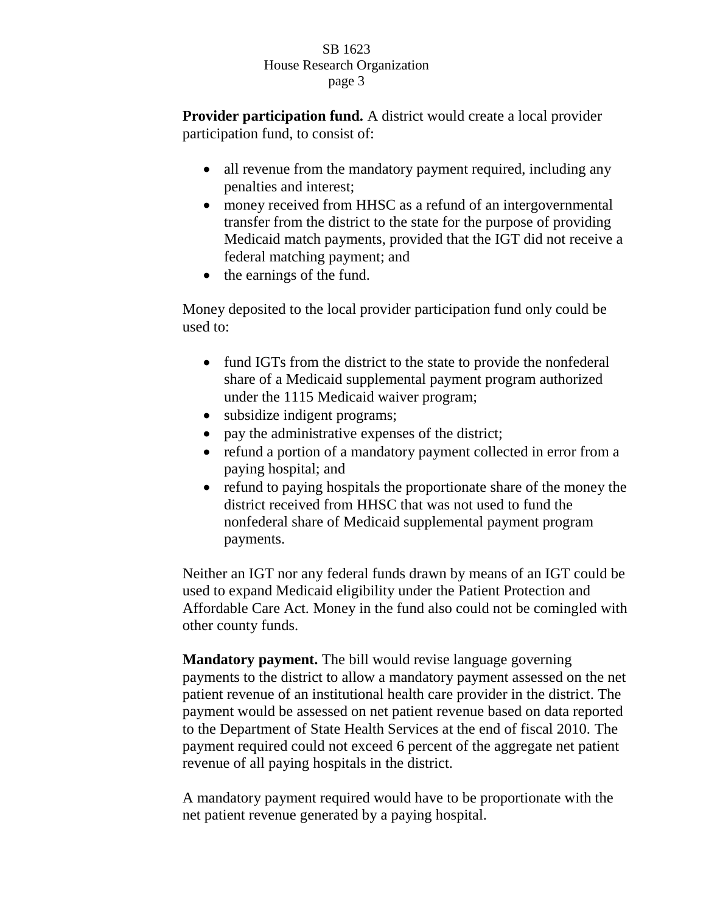**Provider participation fund.** A district would create a local provider participation fund, to consist of:

- all revenue from the mandatory payment required, including any penalties and interest;
- money received from HHSC as a refund of an intergovernmental transfer from the district to the state for the purpose of providing Medicaid match payments, provided that the IGT did not receive a federal matching payment; and
- the earnings of the fund.

Money deposited to the local provider participation fund only could be used to:

- fund IGTs from the district to the state to provide the nonfederal share of a Medicaid supplemental payment program authorized under the 1115 Medicaid waiver program;
- subsidize indigent programs;
- pay the administrative expenses of the district;
- refund a portion of a mandatory payment collected in error from a paying hospital; and
- refund to paying hospitals the proportionate share of the money the district received from HHSC that was not used to fund the nonfederal share of Medicaid supplemental payment program payments.

Neither an IGT nor any federal funds drawn by means of an IGT could be used to expand Medicaid eligibility under the Patient Protection and Affordable Care Act. Money in the fund also could not be comingled with other county funds.

**Mandatory payment.** The bill would revise language governing payments to the district to allow a mandatory payment assessed on the net patient revenue of an institutional health care provider in the district. The payment would be assessed on net patient revenue based on data reported to the Department of State Health Services at the end of fiscal 2010. The payment required could not exceed 6 percent of the aggregate net patient revenue of all paying hospitals in the district.

A mandatory payment required would have to be proportionate with the net patient revenue generated by a paying hospital.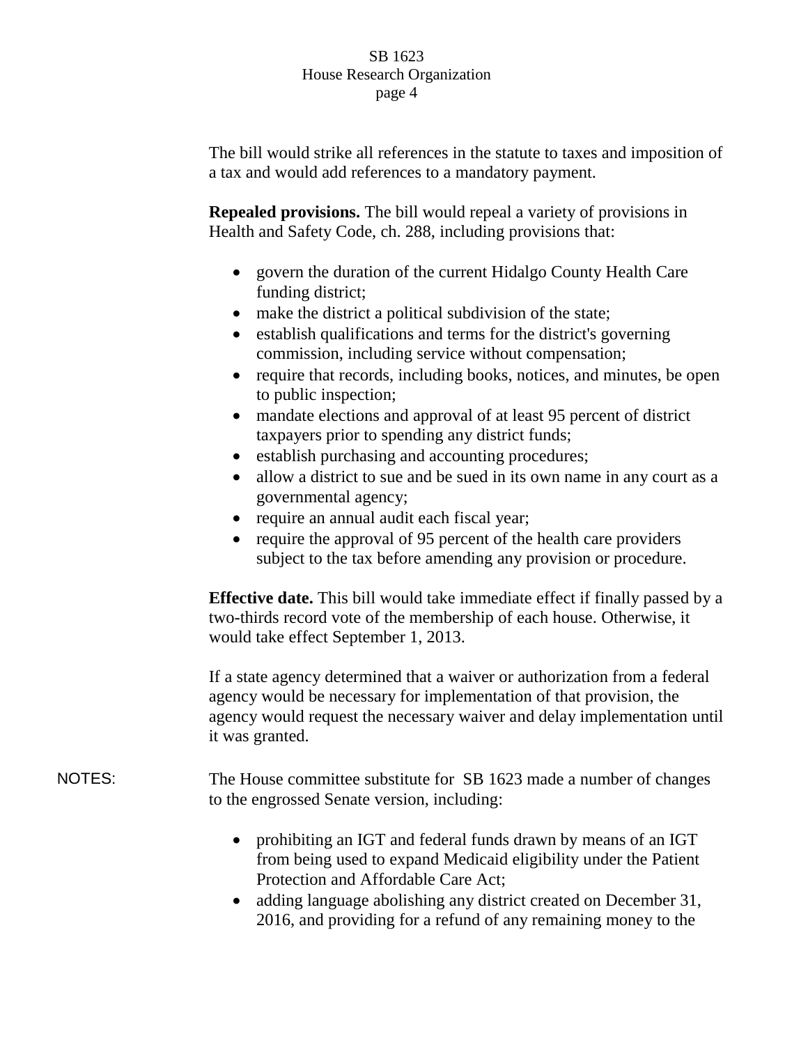The bill would strike all references in the statute to taxes and imposition of a tax and would add references to a mandatory payment.

**Repealed provisions.** The bill would repeal a variety of provisions in Health and Safety Code, ch. 288, including provisions that:

- govern the duration of the current Hidalgo County Health Care funding district;
- make the district a political subdivision of the state;
- establish qualifications and terms for the district's governing commission, including service without compensation;
- require that records, including books, notices, and minutes, be open to public inspection;
- mandate elections and approval of at least 95 percent of district taxpayers prior to spending any district funds;
- establish purchasing and accounting procedures;
- allow a district to sue and be sued in its own name in any court as a governmental agency;
- require an annual audit each fiscal year;
- require the approval of 95 percent of the health care providers subject to the tax before amending any provision or procedure.

**Effective date.** This bill would take immediate effect if finally passed by a two-thirds record vote of the membership of each house. Otherwise, it would take effect September 1, 2013.

If a state agency determined that a waiver or authorization from a federal agency would be necessary for implementation of that provision, the agency would request the necessary waiver and delay implementation until it was granted.

NOTES: The House committee substitute for SB 1623 made a number of changes to the engrossed Senate version, including:

- prohibiting an IGT and federal funds drawn by means of an IGT from being used to expand Medicaid eligibility under the Patient Protection and Affordable Care Act;
- adding language abolishing any district created on December 31, 2016, and providing for a refund of any remaining money to the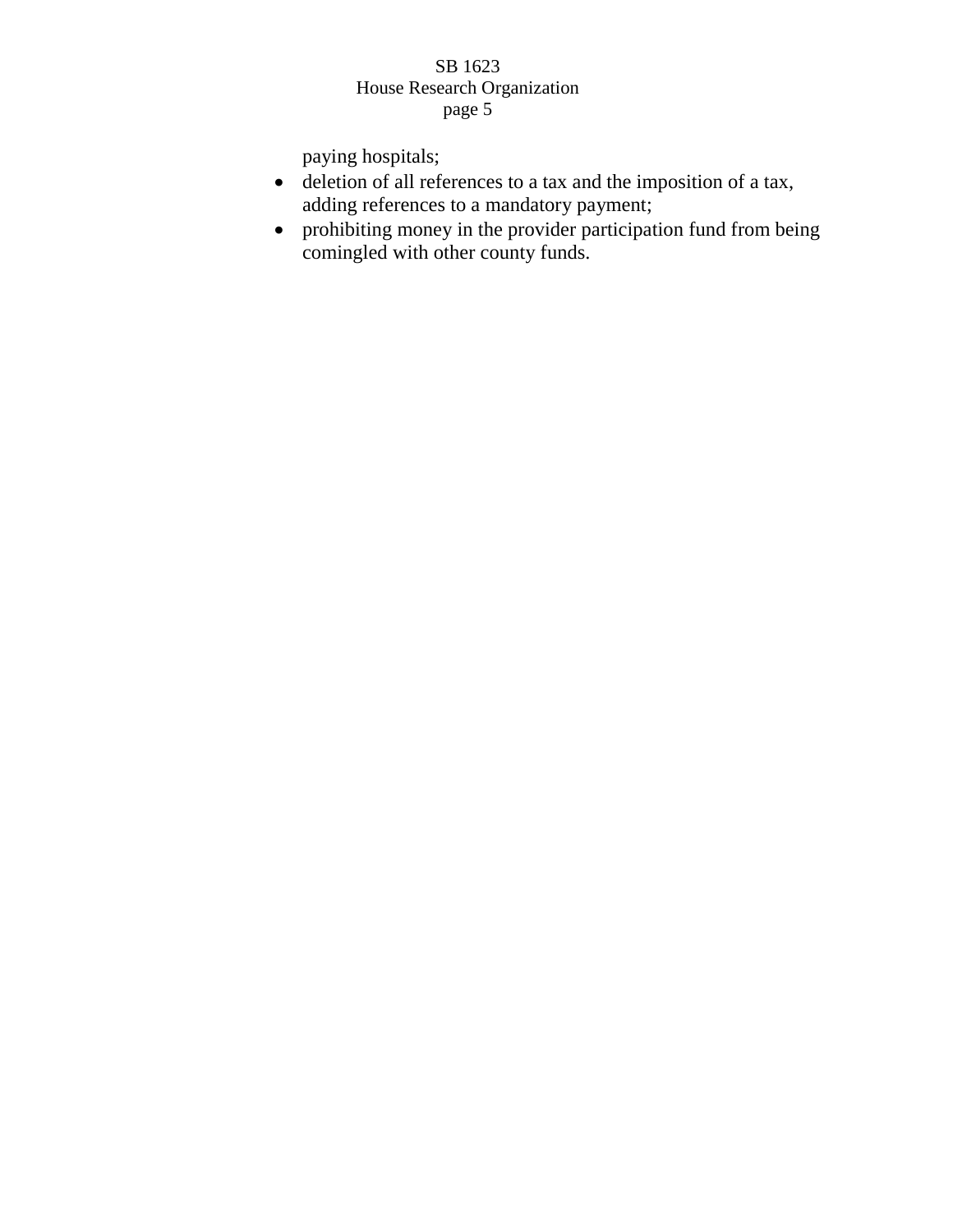paying hospitals;

- deletion of all references to a tax and the imposition of a tax, adding references to a mandatory payment;
- prohibiting money in the provider participation fund from being comingled with other county funds.